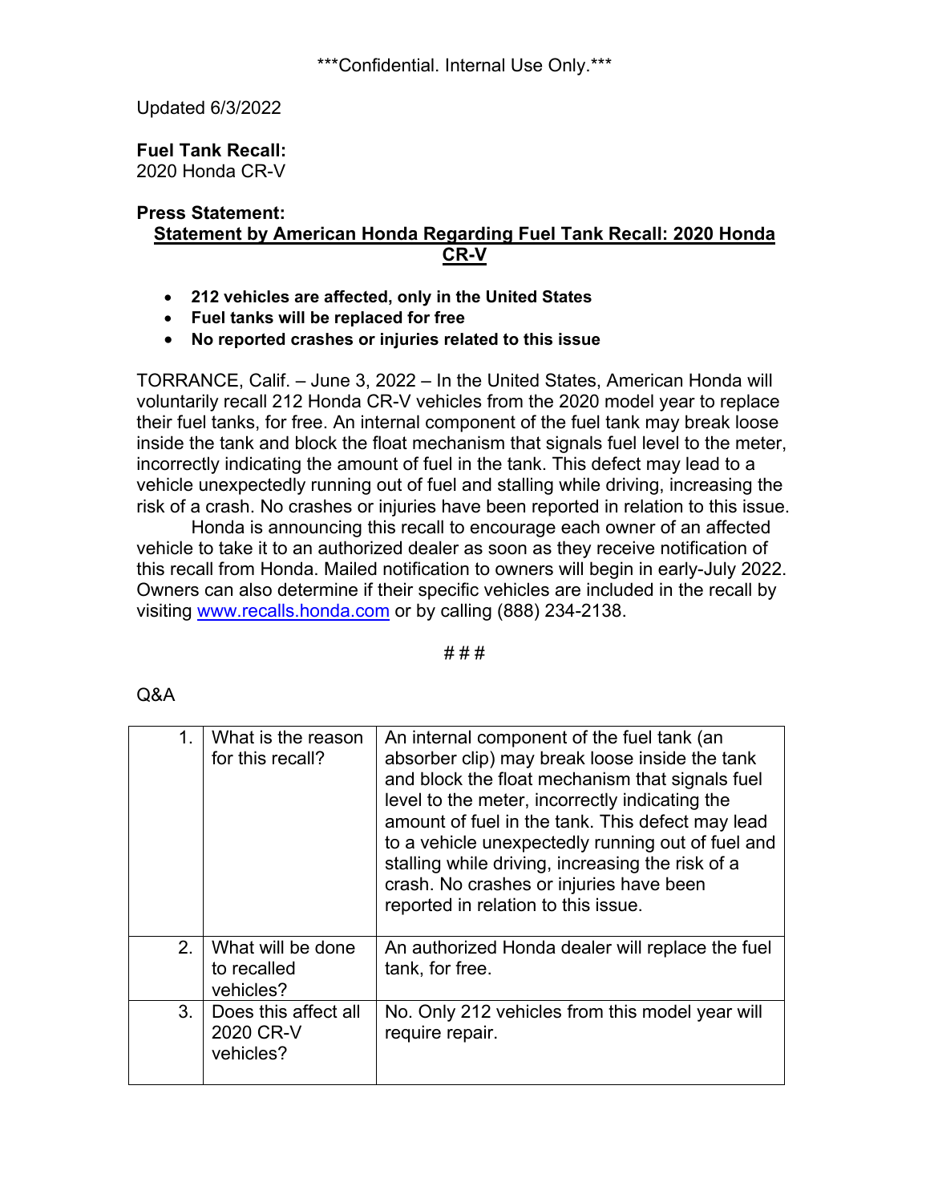***Confidential. Internal Use Only.***

Updated 6/3/2022

**Fuel Tank Recall:**
2020 Honda CR-V

**Press Statement:**

## Statement by American Honda Regarding Fuel Tank Recall: 2020 Honda CR-V

- **212 vehicles are affected, only in the United States**
- **Fuel tanks will be replaced for free**
- **No reported crashes or injuries related to this issue**

TORRANCE, Calif. – June 3, 2022 – In the United States, American Honda will voluntarily recall 212 Honda CR-V vehicles from the 2020 model year to replace their fuel tanks, for free. An internal component of the fuel tank may break loose inside the tank and block the float mechanism that signals fuel level to the meter, incorrectly indicating the amount of fuel in the tank. This defect may lead to a vehicle unexpectedly running out of fuel and stalling while driving, increasing the risk of a crash. No crashes or injuries have been reported in relation to this issue.

Honda is announcing this recall to encourage each owner of an affected vehicle to take it to an authorized dealer as soon as they receive notification of this recall from Honda. Mailed notification to owners will begin in early-July 2022. Owners can also determine if their specific vehicles are included in the recall by visiting www.recalls.honda.com or by calling (888) 234-2138.

# # #

Q&A

| | | |
|---|---|---|
| 1. | What is the reason for this recall? | An internal component of the fuel tank (an absorber clip) may break loose inside the tank and block the float mechanism that signals fuel level to the meter, incorrectly indicating the amount of fuel in the tank. This defect may lead to a vehicle unexpectedly running out of fuel and stalling while driving, increasing the risk of a crash. No crashes or injuries have been reported in relation to this issue. |
| 2. | What will be done to recalled vehicles? | An authorized Honda dealer will replace the fuel tank, for free. |
| 3. | Does this affect all 2020 CR-V vehicles? | No. Only 212 vehicles from this model year will require repair. |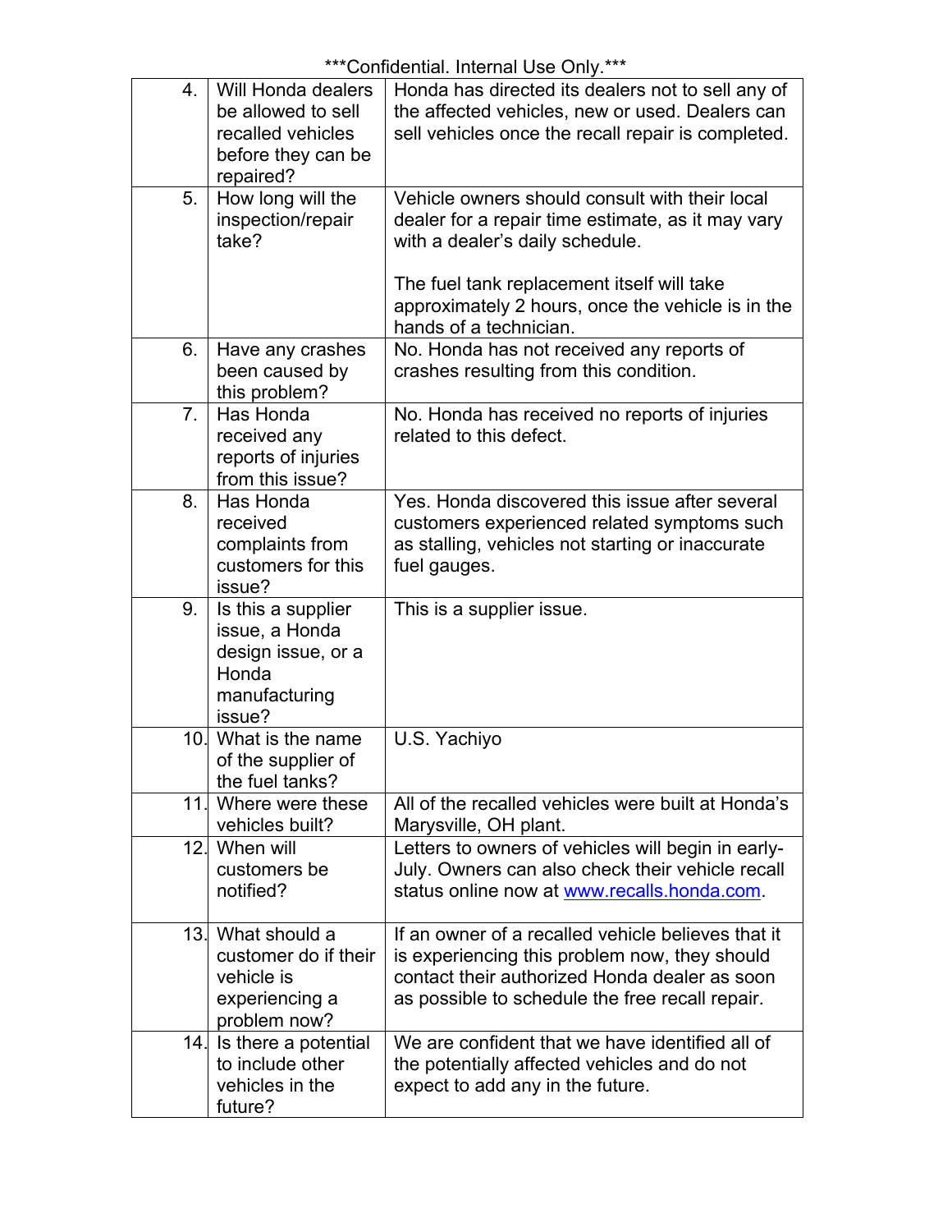\*\*\*Confidential. Internal Use Only.\*\*\*

| | | |
|---|---|---|
| 4. | Will Honda dealers be allowed to sell recalled vehicles before they can be repaired? | Honda has directed its dealers not to sell any of the affected vehicles, new or used. Dealers can sell vehicles once the recall repair is completed. |
| 5. | How long will the inspection/repair take? | Vehicle owners should consult with their local dealer for a repair time estimate, as it may vary with a dealer's daily schedule.<br><br>The fuel tank replacement itself will take approximately 2 hours, once the vehicle is in the hands of a technician. |
| 6. | Have any crashes been caused by this problem? | No. Honda has not received any reports of crashes resulting from this condition. |
| 7. | Has Honda received any reports of injuries from this issue? | No. Honda has received no reports of injuries related to this defect. |
| 8. | Has Honda received complaints from customers for this issue? | Yes. Honda discovered this issue after several customers experienced related symptoms such as stalling, vehicles not starting or inaccurate fuel gauges. |
| 9. | Is this a supplier issue, a Honda design issue, or a Honda manufacturing issue? | This is a supplier issue. |
| 10. | What is the name of the supplier of the fuel tanks? | U.S. Yachiyo |
| 11. | Where were these vehicles built? | All of the recalled vehicles were built at Honda's Marysville, OH plant. |
| 12. | When will customers be notified? | Letters to owners of vehicles will begin in early-July. Owners can also check their vehicle recall status online now at [www.recalls.honda.com](http://www.recalls.honda.com). |
| 13. | What should a customer do if their vehicle is experiencing a problem now? | If an owner of a recalled vehicle believes that it is experiencing this problem now, they should contact their authorized Honda dealer as soon as possible to schedule the free recall repair. |
| 14. | Is there a potential to include other vehicles in the future? | We are confident that we have identified all of the potentially affected vehicles and do not expect to add any in the future. |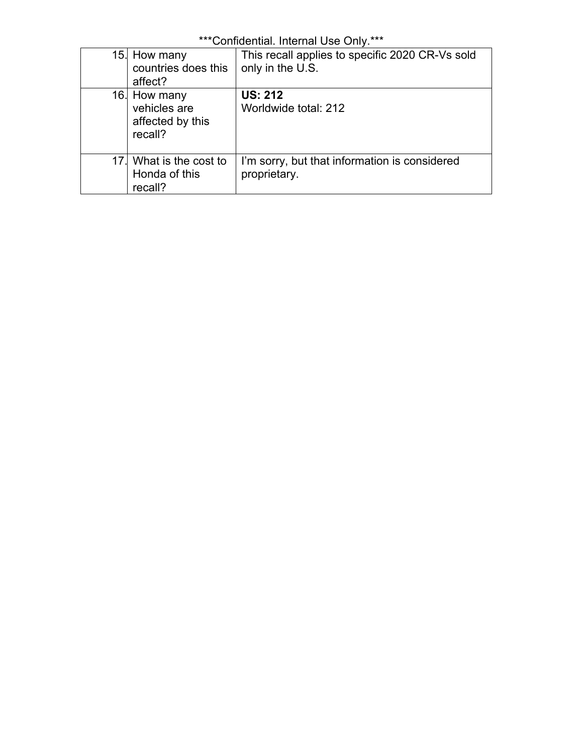| | | |
|---|---|---|
| 15. | How many countries does this affect? | This recall applies to specific 2020 CR-Vs sold only in the U.S. |
| 16. | How many vehicles are affected by this recall? | **US: 212**<br>Worldwide total: 212 |
| 17. | What is the cost to Honda of this recall? | I'm sorry, but that information is considered proprietary. |